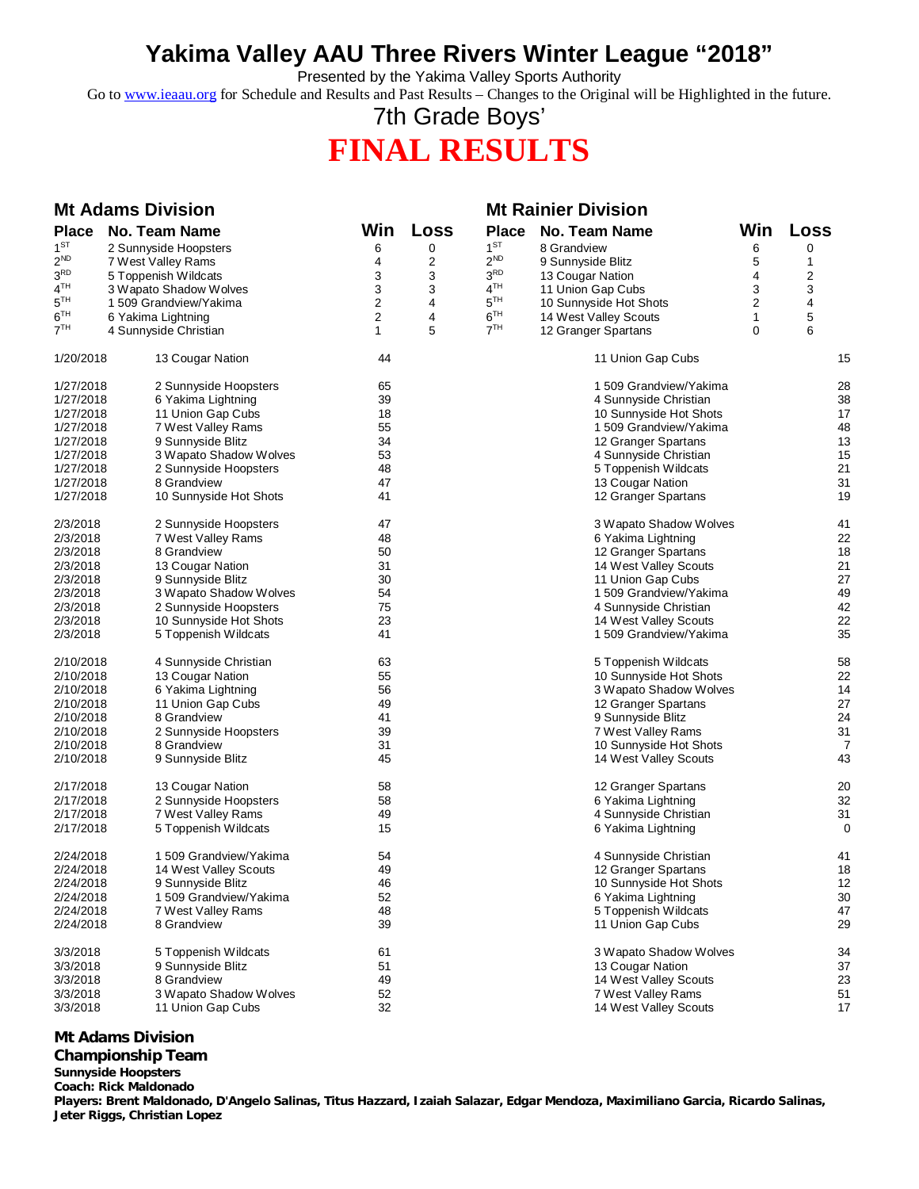# Yakima Valley AAU Three Rivers Winter League "2018"

Presented by the Yakima Valley Sports Authority

Go to www.ieaau.org for Schedule and Results and Past Results – Changes to the Original will be Highlighted in the future.

## 7th Grade Boys'

# FINAL RESULTS

### Mt Adams Division

| Place | No. Team Name | Win | Loss |
|---|---|---|---|
| 1ST | 2 Sunnyside Hoopsters | 6 | 0 |
| 2ND | 7 West Valley Rams | 4 | 2 |
| 3RD | 5 Toppenish Wildcats | 3 | 3 |
| 4TH | 3 Wapato Shadow Wolves | 3 | 3 |
| 5TH | 1 509 Grandview/Yakima | 2 | 4 |
| 6TH | 6 Yakima Lightning | 2 | 4 |
| 7TH | 4 Sunnyside Christian | 1 | 5 |

### Mt Rainier Division

| Place | No. Team Name | Win | Loss |
|---|---|---|---|
| 1ST | 8 Grandview | 6 | 0 |
| 2ND | 9 Sunnyside Blitz | 5 | 1 |
| 3RD | 13 Cougar Nation | 4 | 2 |
| 4TH | 11 Union Gap Cubs | 3 | 3 |
| 5TH | 10 Sunnyside Hot Shots | 2 | 4 |
| 6TH | 14 West Valley Scouts | 1 | 5 |
| 7TH | 12 Granger Spartans | 0 | 6 |

| Date | Team | Score | Team | Score |
|---|---|---|---|---|
| 1/20/2018 | 13 Cougar Nation | 44 | 11 Union Gap Cubs | 15 |
| 1/27/2018 | 2 Sunnyside Hoopsters | 65 | 1 509 Grandview/Yakima | 28 |
| 1/27/2018 | 6 Yakima Lightning | 39 | 4 Sunnyside Christian | 38 |
| 1/27/2018 | 11 Union Gap Cubs | 18 | 10 Sunnyside Hot Shots | 17 |
| 1/27/2018 | 7 West Valley Rams | 55 | 1 509 Grandview/Yakima | 48 |
| 1/27/2018 | 9 Sunnyside Blitz | 34 | 12 Granger Spartans | 13 |
| 1/27/2018 | 3 Wapato Shadow Wolves | 53 | 4 Sunnyside Christian | 15 |
| 1/27/2018 | 2 Sunnyside Hoopsters | 48 | 5 Toppenish Wildcats | 21 |
| 1/27/2018 | 8 Grandview | 47 | 13 Cougar Nation | 31 |
| 1/27/2018 | 10 Sunnyside Hot Shots | 41 | 12 Granger Spartans | 19 |
| 2/3/2018 | 2 Sunnyside Hoopsters | 47 | 3 Wapato Shadow Wolves | 41 |
| 2/3/2018 | 7 West Valley Rams | 48 | 6 Yakima Lightning | 22 |
| 2/3/2018 | 8 Grandview | 50 | 12 Granger Spartans | 18 |
| 2/3/2018 | 13 Cougar Nation | 31 | 14 West Valley Scouts | 21 |
| 2/3/2018 | 9 Sunnyside Blitz | 30 | 11 Union Gap Cubs | 27 |
| 2/3/2018 | 3 Wapato Shadow Wolves | 54 | 1 509 Grandview/Yakima | 49 |
| 2/3/2018 | 2 Sunnyside Hoopsters | 75 | 4 Sunnyside Christian | 42 |
| 2/3/2018 | 10 Sunnyside Hot Shots | 23 | 14 West Valley Scouts | 22 |
| 2/3/2018 | 5 Toppenish Wildcats | 41 | 1 509 Grandview/Yakima | 35 |
| 2/10/2018 | 4 Sunnyside Christian | 63 | 5 Toppenish Wildcats | 58 |
| 2/10/2018 | 13 Cougar Nation | 55 | 10 Sunnyside Hot Shots | 22 |
| 2/10/2018 | 6 Yakima Lightning | 56 | 3 Wapato Shadow Wolves | 14 |
| 2/10/2018 | 11 Union Gap Cubs | 49 | 12 Granger Spartans | 27 |
| 2/10/2018 | 8 Grandview | 41 | 9 Sunnyside Blitz | 24 |
| 2/10/2018 | 2 Sunnyside Hoopsters | 39 | 7 West Valley Rams | 31 |
| 2/10/2018 | 8 Grandview | 31 | 10 Sunnyside Hot Shots | 7 |
| 2/10/2018 | 9 Sunnyside Blitz | 45 | 14 West Valley Scouts | 43 |
| 2/17/2018 | 13 Cougar Nation | 58 | 12 Granger Spartans | 20 |
| 2/17/2018 | 2 Sunnyside Hoopsters | 58 | 6 Yakima Lightning | 32 |
| 2/17/2018 | 7 West Valley Rams | 49 | 4 Sunnyside Christian | 31 |
| 2/17/2018 | 5 Toppenish Wildcats | 15 | 6 Yakima Lightning | 0 |
| 2/24/2018 | 1 509 Grandview/Yakima | 54 | 4 Sunnyside Christian | 41 |
| 2/24/2018 | 14 West Valley Scouts | 49 | 12 Granger Spartans | 18 |
| 2/24/2018 | 9 Sunnyside Blitz | 46 | 10 Sunnyside Hot Shots | 12 |
| 2/24/2018 | 1 509 Grandview/Yakima | 52 | 6 Yakima Lightning | 30 |
| 2/24/2018 | 7 West Valley Rams | 48 | 5 Toppenish Wildcats | 47 |
| 2/24/2018 | 8 Grandview | 39 | 11 Union Gap Cubs | 29 |
| 3/3/2018 | 5 Toppenish Wildcats | 61 | 3 Wapato Shadow Wolves | 34 |
| 3/3/2018 | 9 Sunnyside Blitz | 51 | 13 Cougar Nation | 37 |
| 3/3/2018 | 8 Grandview | 49 | 14 West Valley Scouts | 23 |
| 3/3/2018 | 3 Wapato Shadow Wolves | 52 | 7 West Valley Rams | 51 |
| 3/3/2018 | 11 Union Gap Cubs | 32 | 14 West Valley Scouts | 17 |

**Mt Adams Division**

**Championship Team**

**Sunnyside Hoopsters**

**Coach: Rick Maldonado**

**Players: Brent Maldonado, D'Angelo Salinas, Titus Hazzard, Izaiah Salazar, Edgar Mendoza, Maximiliano Garcia, Ricardo Salinas, Jeter Riggs, Christian Lopez**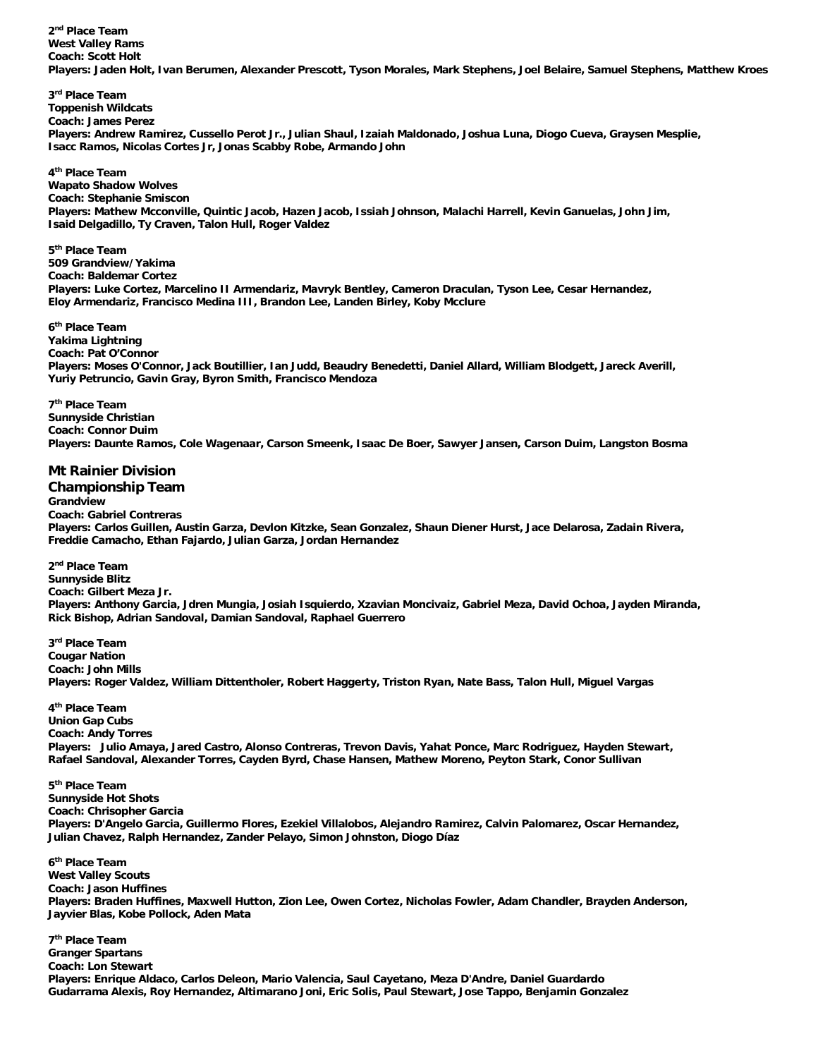**2nd Place Team**
**West Valley Rams**
**Coach: Scott Holt**
**Players: Jaden Holt, Ivan Berumen, Alexander Prescott, Tyson Morales, Mark Stephens, Joel Belaire, Samuel Stephens, Matthew Kroes**

**3rd Place Team**
**Toppenish Wildcats**
**Coach: James Perez**
**Players: Andrew Ramirez, Cussello Perot Jr., Julian Shaul, Izaiah Maldonado, Joshua Luna, Diogo Cueva, Graysen Mesplie, Isacc Ramos, Nicolas Cortes Jr, Jonas Scabby Robe, Armando John**

**4th Place Team**
**Wapato Shadow Wolves**
**Coach: Stephanie Smiscon**
**Players: Mathew Mcconville, Quintic Jacob, Hazen Jacob, Issiah Johnson, Malachi Harrell, Kevin Ganuelas, John Jim, Isaid Delgadillo, Ty Craven, Talon Hull, Roger Valdez**

**5th Place Team**
**509 Grandview/Yakima**
**Coach: Baldemar Cortez**
**Players: Luke Cortez, Marcelino II Armendariz, Mavryk Bentley, Cameron Draculan, Tyson Lee, Cesar Hernandez, Eloy Armendariz, Francisco Medina III, Brandon Lee, Landen Birley, Koby Mcclure**

**6th Place Team**
**Yakima Lightning**
**Coach: Pat O'Connor**
**Players: Moses O'Connor, Jack Boutillier, Ian Judd, Beaudry Benedetti, Daniel Allard, William Blodgett, Jareck Averill, Yuriy Petruncio, Gavin Gray, Byron Smith, Francisco Mendoza**

**7th Place Team**
**Sunnyside Christian**
**Coach: Connor Duim**
**Players: Daunte Ramos, Cole Wagenaar, Carson Smeenk, Isaac De Boer, Sawyer Jansen, Carson Duim, Langston Bosma**

## Mt Rainier Division

### Championship Team

**Grandview**
**Coach: Gabriel Contreras**
**Players: Carlos Guillen, Austin Garza, Devlon Kitzke, Sean Gonzalez, Shaun Diener Hurst, Jace Delarosa, Zadain Rivera, Freddie Camacho, Ethan Fajardo, Julian Garza, Jordan Hernandez**

**2nd Place Team**
**Sunnyside Blitz**
**Coach: Gilbert Meza Jr.**
**Players: Anthony Garcia, Jdren Mungia, Josiah Isquierdo, Xzavian Moncivaiz, Gabriel Meza, David Ochoa, Jayden Miranda, Rick Bishop, Adrian Sandoval, Damian Sandoval, Raphael Guerrero**

**3rd Place Team**
**Cougar Nation**
**Coach: John Mills**
**Players: Roger Valdez, William Dittentholer, Robert Haggerty, Triston Ryan, Nate Bass, Talon Hull, Miguel Vargas**

**4th Place Team**
**Union Gap Cubs**
**Coach: Andy Torres**
**Players: Julio Amaya, Jared Castro, Alonso Contreras, Trevon Davis, Yahat Ponce, Marc Rodriguez, Hayden Stewart, Rafael Sandoval, Alexander Torres, Cayden Byrd, Chase Hansen, Mathew Moreno, Peyton Stark, Conor Sullivan**

**5th Place Team**
**Sunnyside Hot Shots**
**Coach: Chrisopher Garcia**
**Players: D'Angelo Garcia, Guillermo Flores, Ezekiel Villalobos, Alejandro Ramirez, Calvin Palomarez, Oscar Hernandez, Julian Chavez, Ralph Hernandez, Zander Pelayo, Simon Johnston, Diogo Díaz**

**6th Place Team**
**West Valley Scouts**
**Coach: Jason Huffines**
**Players: Braden Huffines, Maxwell Hutton, Zion Lee, Owen Cortez, Nicholas Fowler, Adam Chandler, Brayden Anderson, Jayvier Blas, Kobe Pollock, Aden Mata**

**7th Place Team**
**Granger Spartans**
**Coach: Lon Stewart**
**Players: Enrique Aldaco, Carlos Deleon, Mario Valencia, Saul Cayetano, Meza D'Andre, Daniel Guardardo Gudarrama Alexis, Roy Hernandez, Altimarano Joni, Eric Solis, Paul Stewart, Jose Tappo, Benjamin Gonzalez**